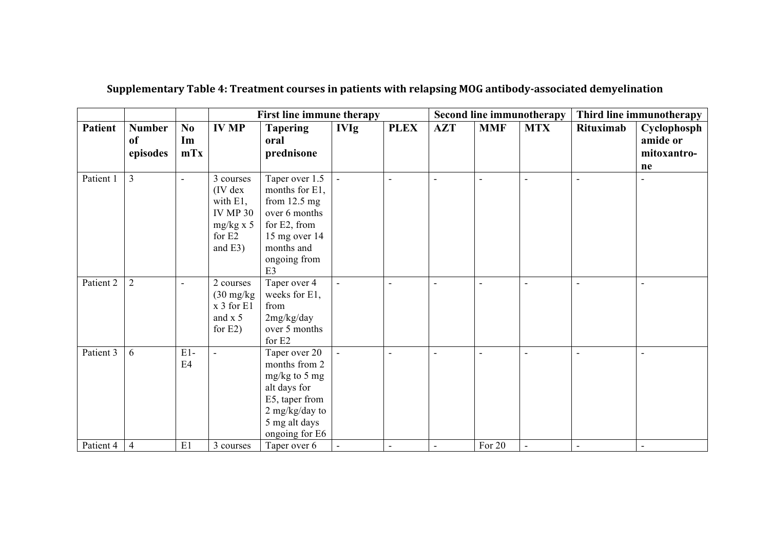**Supplementary Table 4: Treatment courses in patients with relapsing MOG antibody-associated demyelination**

| | | | First line immune therapy | | | | Second line immunotherapy | | | Third line immunotherapy | |
|---|---|---|---|---|---|---|---|---|---|---|---|
| **Patient** | **Number of episodes** | **No ImmTx** | **IV MP** | **Tapering oral prednisone** | **IVIg** | **PLEX** | **AZT** | **MMF** | **MTX** | **Rituximab** | **Cyclophosphamide or mitoxantrone** |
| Patient 1 | 3 | - | 3 courses (IV dex with E1, IV MP 30 mg/kg x 5 for E2 and E3) | Taper over 1.5 months for E1, from 12.5 mg over 6 months for E2, from 15 mg over 14 months and ongoing from E3 | - | - | - | - | - | - | - |
| Patient 2 | 2 | - | 2 courses (30 mg/kg x 3 for E1 and x 5 for E2) | Taper over 4 weeks for E1, from 2mg/kg/day over 5 months for E2 | - | - | - | - | - | - | - |
| Patient 3 | 6 | E1-E4 | - | Taper over 20 months from 2 mg/kg to 5 mg alt days for E5, taper from 2 mg/kg/day to 5 mg alt days ongoing for E6 | - | - | - | - | - | - | - |
| Patient 4 | 4 | E1 | 3 courses | Taper over 6 | - | - | - | For 20 | - | - | - |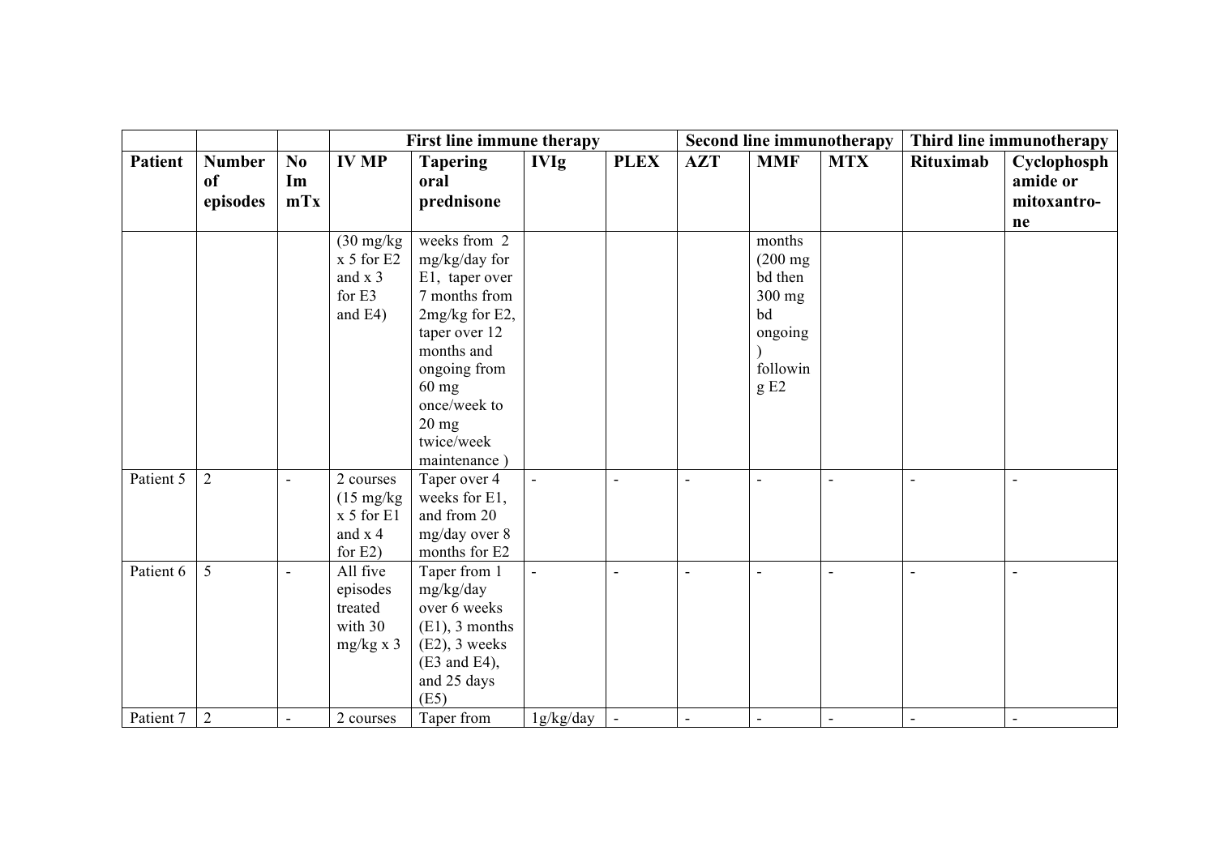| | | | First line immune therapy | | | | Second line immunotherapy | | | Third line immunotherapy | |
|---|---|---|---|---|---|---|---|---|---|---|---|
| **Patient** | **Number of episodes** | **No Im mTx** | **IV MP** | **Tapering oral prednisone** | **IVIg** | **PLEX** | **AZT** | **MMF** | **MTX** | **Rituximab** | **Cyclophosphamide or mitoxantro-ne** |
| | | | (30 mg/kg x 5 for E2 and x 3 for E3 and E4) | weeks from 2 mg/kg/day for E1, taper over 7 months from 2mg/kg for E2, taper over 12 months and ongoing from 60 mg once/week to 20 mg twice/week maintenance ) | | | | months (200 mg bd then 300 mg bd ongoing ) following E2 | | | |
| Patient 5 | 2 | - | 2 courses (15 mg/kg x 5 for E1 and x 4 for E2) | Taper over 4 weeks for E1, and from 20 mg/day over 8 months for E2 | - | - | - | - | - | - | - |
| Patient 6 | 5 | - | All five episodes treated with 30 mg/kg x 3 | Taper from 1 mg/kg/day over 6 weeks (E1), 3 months (E2), 3 weeks (E3 and E4), and 25 days (E5) | - | - | - | - | - | - | - |
| Patient 7 | 2 | - | 2 courses | Taper from | 1g/kg/day | - | - | - | - | - | - |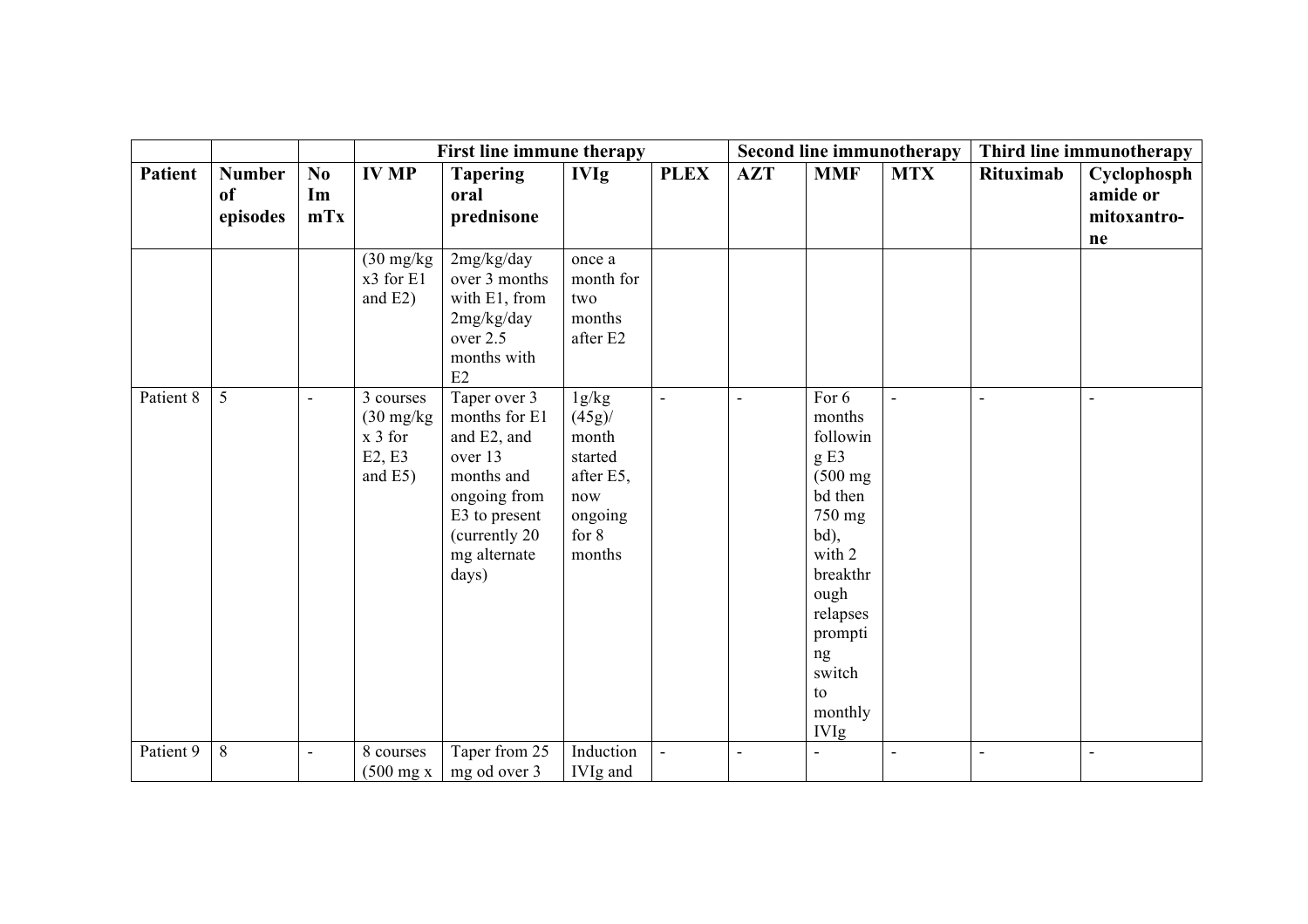| | | | First line immune therapy | | | | Second line immunotherapy | | | Third line immunotherapy | |
|---|---|---|---|---|---|---|---|---|---|---|---|
| Patient | Number of episodes | No Im mTx | IV MP | Tapering oral prednisone | IVIg | PLEX | AZT | MMF | MTX | Rituximab | Cyclophosphamide or mitoxantrone |
| | | | (30 mg/kg x3 for E1 and E2) | 2mg/kg/day over 3 months with E1, from 2mg/kg/day over 2.5 months with E2 | once a month for two months after E2 | | | | | | |
| Patient 8 | 5 | - | 3 courses (30 mg/kg x 3 for E2, E3 and E5) | Taper over 3 months for E1 and E2, and over 13 months and ongoing from E3 to present (currently 20 mg alternate days) | 1g/kg (45g)/ month started after E5, now ongoing for 8 months | - | - | For 6 months following E3 (500 mg bd then 750 mg bd), with 2 breakthrough relapses prompting switch to monthly IVIg | - | - | - |
| Patient 9 | 8 | - | 8 courses (500 mg x | Taper from 25 mg od over 3 | Induction IVIg and | - | - | - | - | - | - |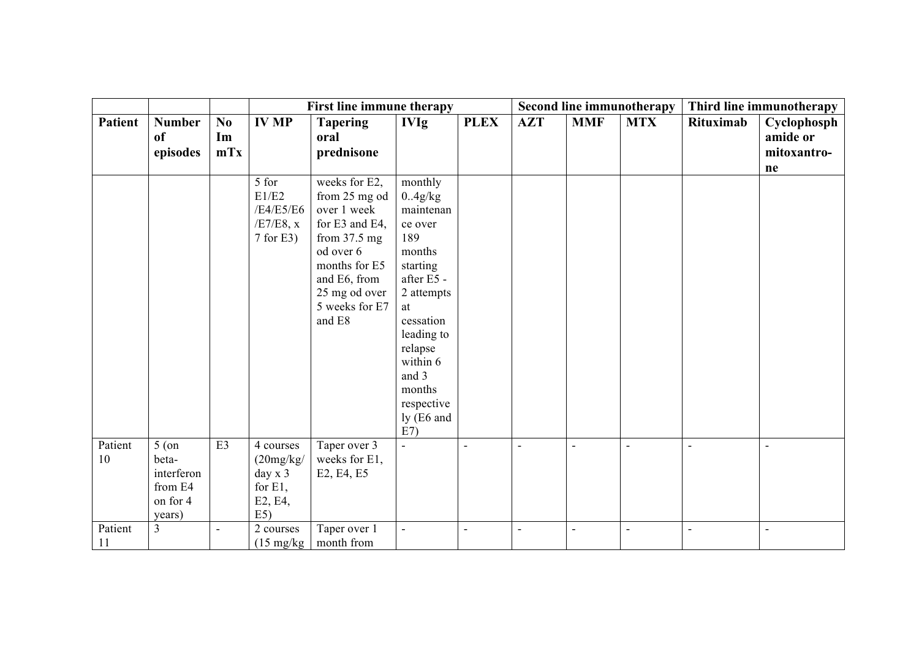| | | | First line immune therapy | | | | Second line immunotherapy | | | Third line immunotherapy | |
|---|---|---|---|---|---|---|---|---|---|---|---|
| **Patient** | **Number of episodes** | **No Im mTx** | **IV MP** | **Tapering oral prednisone** | **IVIg** | **PLEX** | **AZT** | **MMF** | **MTX** | **Rituximab** | **Cyclophosphamide or mitoxantrone** |
| | | | 5 for E1/E2 /E4/E5/E6 /E7/E8, x 7 for E3) | weeks for E2, from 25 mg od over 1 week for E3 and E4, from 37.5 mg od over 6 months for E5 and E6, from 25 mg od over 5 weeks for E7 and E8 | monthly 0..4g/kg maintenance over 189 months starting after E5 - 2 attempts at cessation leading to relapse within 6 and 3 months respectively (E6 and E7) | | | | | | |
| Patient 10 | 5 (on beta-interferon from E4 on for 4 years) | E3 | 4 courses (20mg/kg/ day x 3 for E1, E2, E4, E5) | Taper over 3 weeks for E1, E2, E4, E5 | - | - | - | - | - | - | - |
| Patient 11 | 3 | - | 2 courses (15 mg/kg | Taper over 1 month from | - | - | - | - | - | - | - |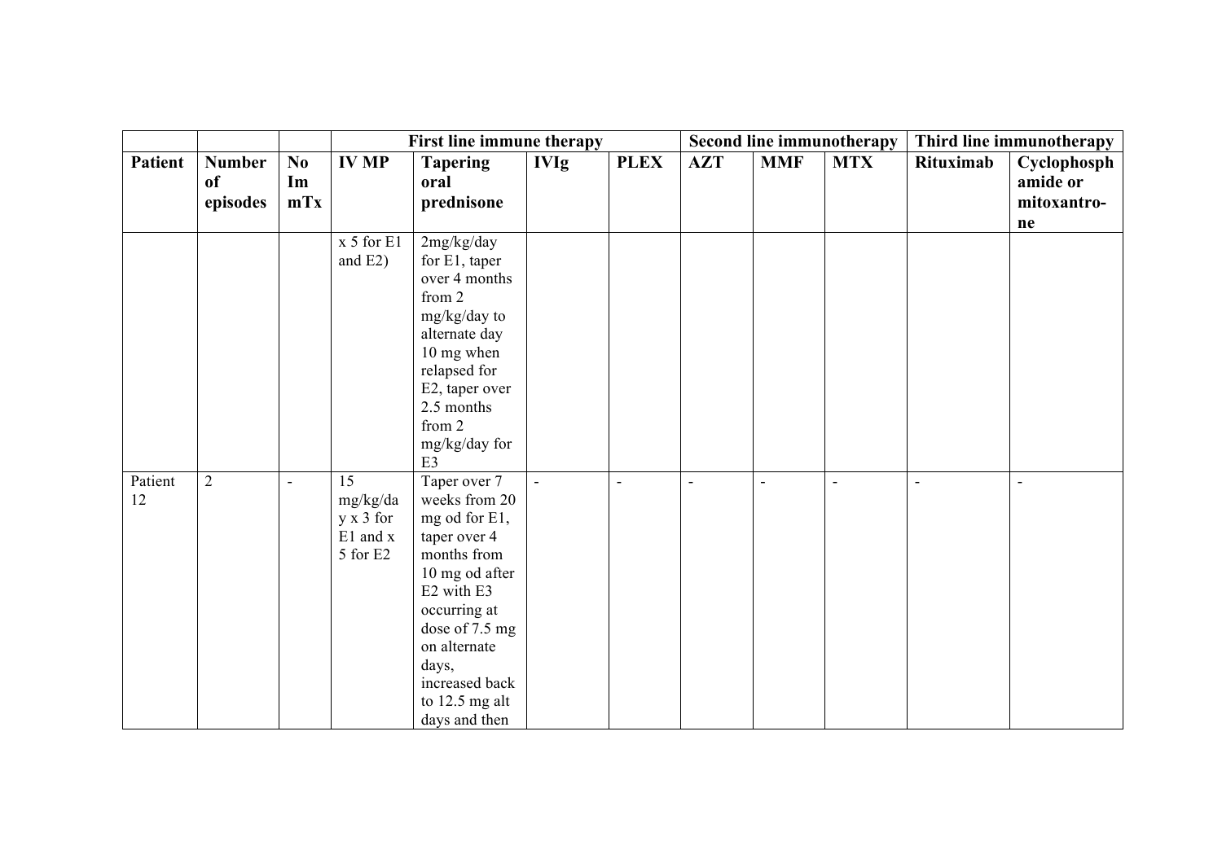| | | | First line immune therapy | | | | Second line immunotherapy | | | Third line immunotherapy | |
|---|---|---|---|---|---|---|---|---|---|---|---|
| **Patient** | **Number of episodes** | **No Im mTx** | **IV MP** | **Tapering oral prednisone** | **IVIg** | **PLEX** | **AZT** | **MMF** | **MTX** | **Rituximab** | **Cyclophosphamide or mitoxantro-ne** |
| | | | x 5 for E1 and E2) | 2mg/kg/day for E1, taper over 4 months from 2 mg/kg/day to alternate day 10 mg when relapsed for E2, taper over 2.5 months from 2 mg/kg/day for E3 | | | | | | | |
| Patient 12 | 2 | - | 15 mg/kg/day x 3 for E1 and x 5 for E2 | Taper over 7 weeks from 20 mg od for E1, taper over 4 months from 10 mg od after E2 with E3 occurring at dose of 7.5 mg on alternate days, increased back to 12.5 mg alt days and then | - | - | - | - | - | - | - |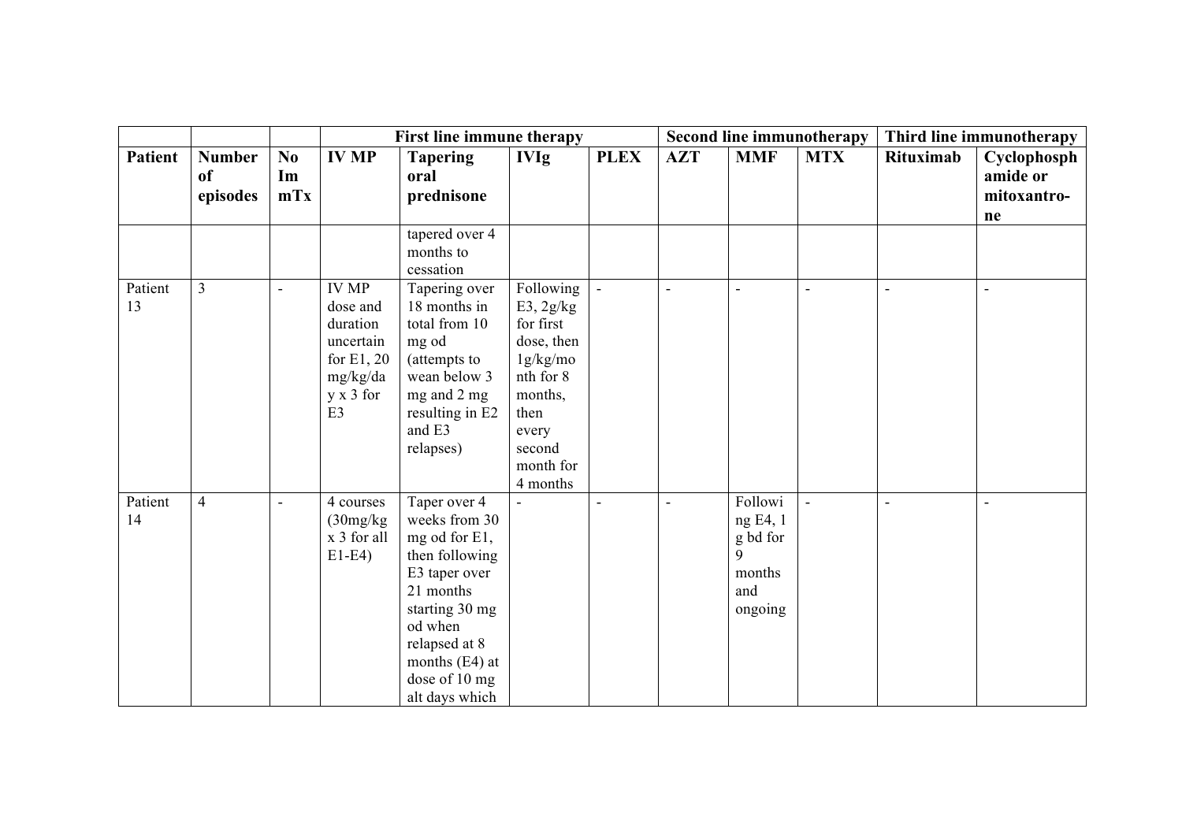| | | | First line immune therapy | | | | Second line immunotherapy | | | Third line immunotherapy | |
|---|---|---|---|---|---|---|---|---|---|---|---|
| Patient | Number of episodes | No Im mTx | IV MP | Tapering oral prednisone | IVIg | PLEX | AZT | MMF | MTX | Rituximab | Cyclophosphamide or mitoxantrone |
| | | | | tapered over 4 months to cessation | | | | | | | |
| Patient 13 | 3 | - | IV MP dose and duration uncertain for E1, 20 mg/kg/day x 3 for E3 | Tapering over 18 months in total from 10 mg od (attempts to wean below 3 mg and 2 mg resulting in E2 and E3 relapses) | Following E3, 2g/kg for first dose, then 1g/kg/month for 8 months, then every second month for 4 months | - | - | - | - | - | - |
| Patient 14 | 4 | - | 4 courses (30mg/kg x 3 for all E1-E4) | Taper over 4 weeks from 30 mg od for E1, then following E3 taper over 21 months starting 30 mg od when relapsed at 8 months (E4) at dose of 10 mg alt days which | - | - | - | Following E4, 1 g bd for 9 months and ongoing | - | - | - |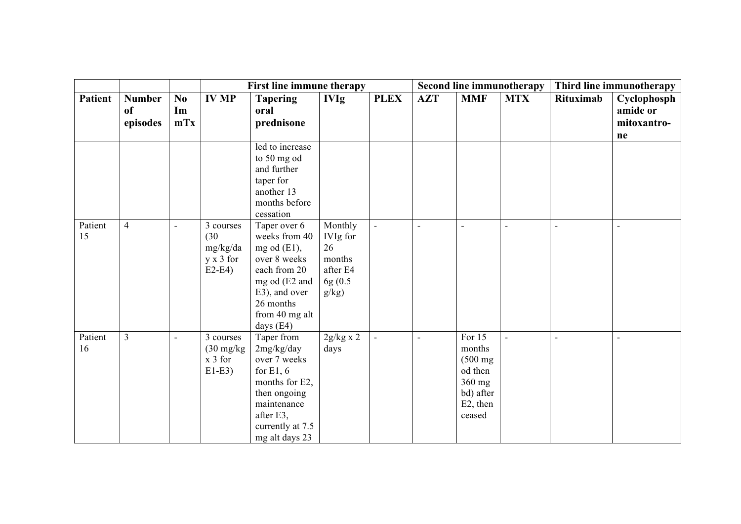| | | | First line immune therapy | | | | Second line immunotherapy | | | Third line immunotherapy | |
|---|---|---|---|---|---|---|---|---|---|---|---|
| Patient | Number of episodes | No Im mTx | IV MP | Tapering oral prednisone | IVIg | PLEX | AZT | MMF | MTX | Rituximab | Cyclophosphamide or mitoxantrone |
| | | | | led to increase to 50 mg od and further taper for another 13 months before cessation | | | | | | | |
| Patient 15 | 4 | - | 3 courses (30 mg/kg/day x 3 for E2-E4) | Taper over 6 weeks from 40 mg od (E1), over 8 weeks each from 20 mg od (E2 and E3), and over 26 months from 40 mg alt days (E4) | Monthly IVIg for 26 months after E4 6g (0.5 g/kg) | - | - | - | - | - | - |
| Patient 16 | 3 | - | 3 courses (30 mg/kg x 3 for E1-E3) | Taper from 2mg/kg/day over 7 weeks for E1, 6 months for E2, then ongoing maintenance after E3, currently at 7.5 mg alt days 23 | 2g/kg x 2 days | - | - | For 15 months (500 mg od then 360 mg bd) after E2, then ceased | - | - | - |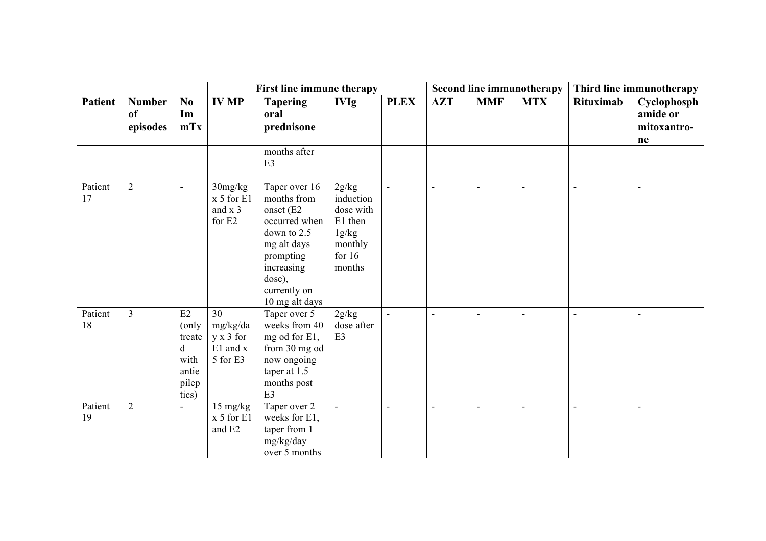| | | | First line immune therapy | | | | Second line immunotherapy | | | Third line immunotherapy | |
|---|---|---|---|---|---|---|---|---|---|---|---|
| **Patient** | **Number of episodes** | **No Im mTx** | **IV MP** | **Tapering oral prednisone** | **IVIg** | **PLEX** | **AZT** | **MMF** | **MTX** | **Rituximab** | **Cyclophosphamide or mitoxantrone** |
| | | | | months after E3 | | | | | | | |
| Patient 17 | 2 | - | 30mg/kg x 5 for E1 and x 3 for E2 | Taper over 16 months from onset (E2 occurred when down to 2.5 mg alt days prompting increasing dose), currently on 10 mg alt days | 2g/kg induction dose with E1 then 1g/kg monthly for 16 months | - | - | - | - | - | - |
| Patient 18 | 3 | E2 (only treated with antiepileptics) | 30 mg/kg/day x 3 for E1 and x 5 for E3 | Taper over 5 weeks from 40 mg od for E1, from 30 mg od now ongoing taper at 1.5 months post E3 | 2g/kg dose after E3 | - | - | - | - | - | - |
| Patient 19 | 2 | - | 15 mg/kg x 5 for E1 and E2 | Taper over 2 weeks for E1, taper from 1 mg/kg/day over 5 months | - | - | - | - | - | - | - |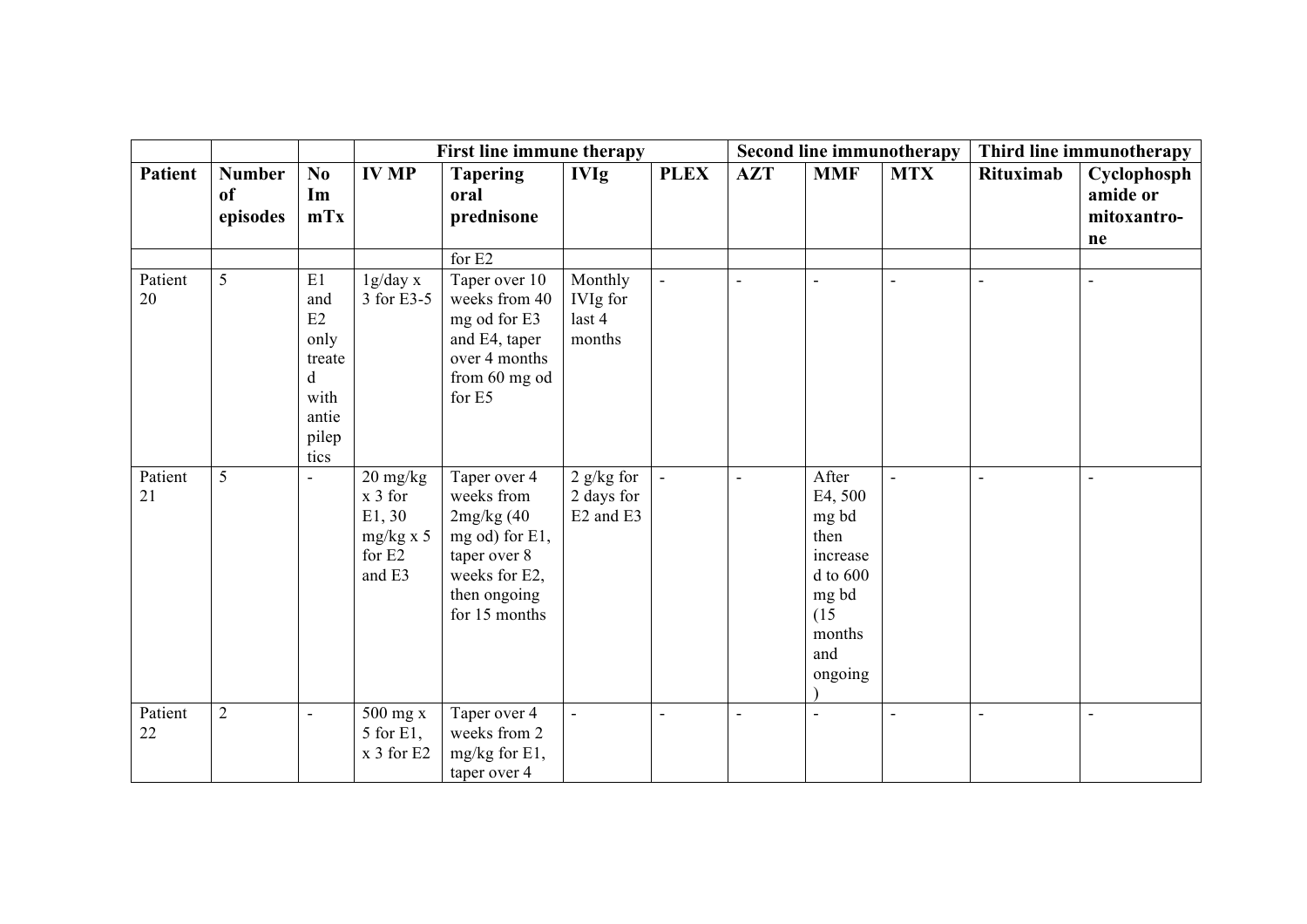| | | | First line immune therapy | | | | Second line immunotherapy | | | Third line immunotherapy | |
|---|---|---|---|---|---|---|---|---|---|---|---|
| **Patient** | **Number of episodes** | **No ImmTx** | **IV MP** | **Tapering oral prednisone** | **IVIg** | **PLEX** | **AZT** | **MMF** | **MTX** | **Rituximab** | **Cyclophosphamide or mitoxantrone** |
| | | | | for E2 | | | | | | | |
| Patient 20 | 5 | E1 and E2 only treated with antiepileptics | 1g/day x 3 for E3-5 | Taper over 10 weeks from 40 mg od for E3 and E4, taper over 4 months from 60 mg od for E5 | Monthly IVIg for last 4 months | - | - | - | - | - | - |
| Patient 21 | 5 | - | 20 mg/kg x 3 for E1, 30 mg/kg x 5 for E2 and E3 | Taper over 4 weeks from 2mg/kg (40 mg od) for E1, taper over 8 weeks for E2, then ongoing for 15 months | 2 g/kg for 2 days for E2 and E3 | - | - | After E4, 500 mg bd then increased to 600 mg bd (15 months and ongoing) | - | - | - |
| Patient 22 | 2 | - | 500 mg x 5 for E1, x 3 for E2 | Taper over 4 weeks from 2 mg/kg for E1, taper over 4 | - | - | - | - | - | - | - |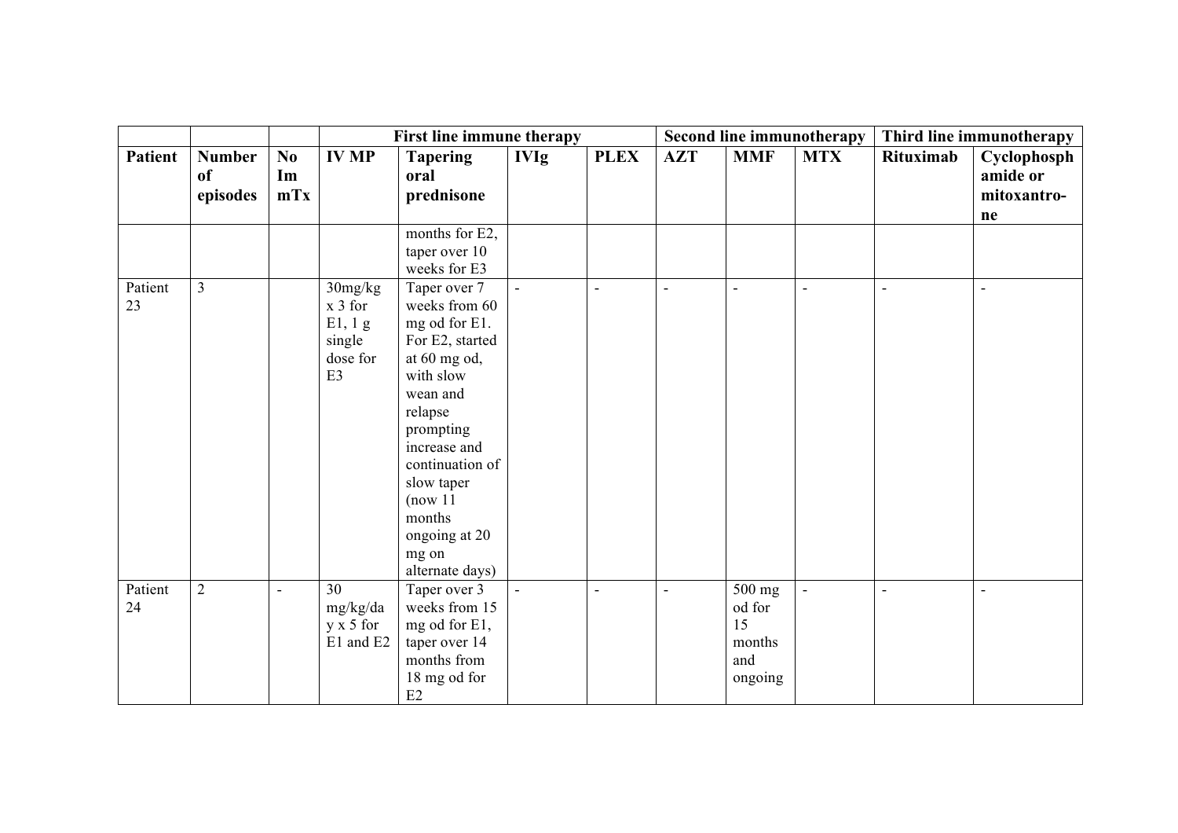| | | | First line immune therapy | | | | Second line immunotherapy | | | Third line immunotherapy | |
|---|---|---|---|---|---|---|---|---|---|---|---|
| Patient | Number of episodes | No ImmTx | IV MP | Tapering oral prednisone | IVIg | PLEX | AZT | MMF | MTX | Rituximab | Cyclophosphamide or mitoxantro-ne |
| | | | | months for E2, taper over 10 weeks for E3 | | | | | | | |
| Patient 23 | 3 | | 30mg/kg x 3 for E1, 1 g single dose for E3 | Taper over 7 weeks from 60 mg od for E1. For E2, started at 60 mg od, with slow wean and relapse prompting increase and continuation of slow taper (now 11 months ongoing at 20 mg on alternate days) | - | - | - | - | - | - | - |
| Patient 24 | 2 | - | 30 mg/kg/day x 5 for E1 and E2 | Taper over 3 weeks from 15 mg od for E1, taper over 14 months from 18 mg od for E2 | - | - | - | 500 mg od for 15 months and ongoing | - | - | - |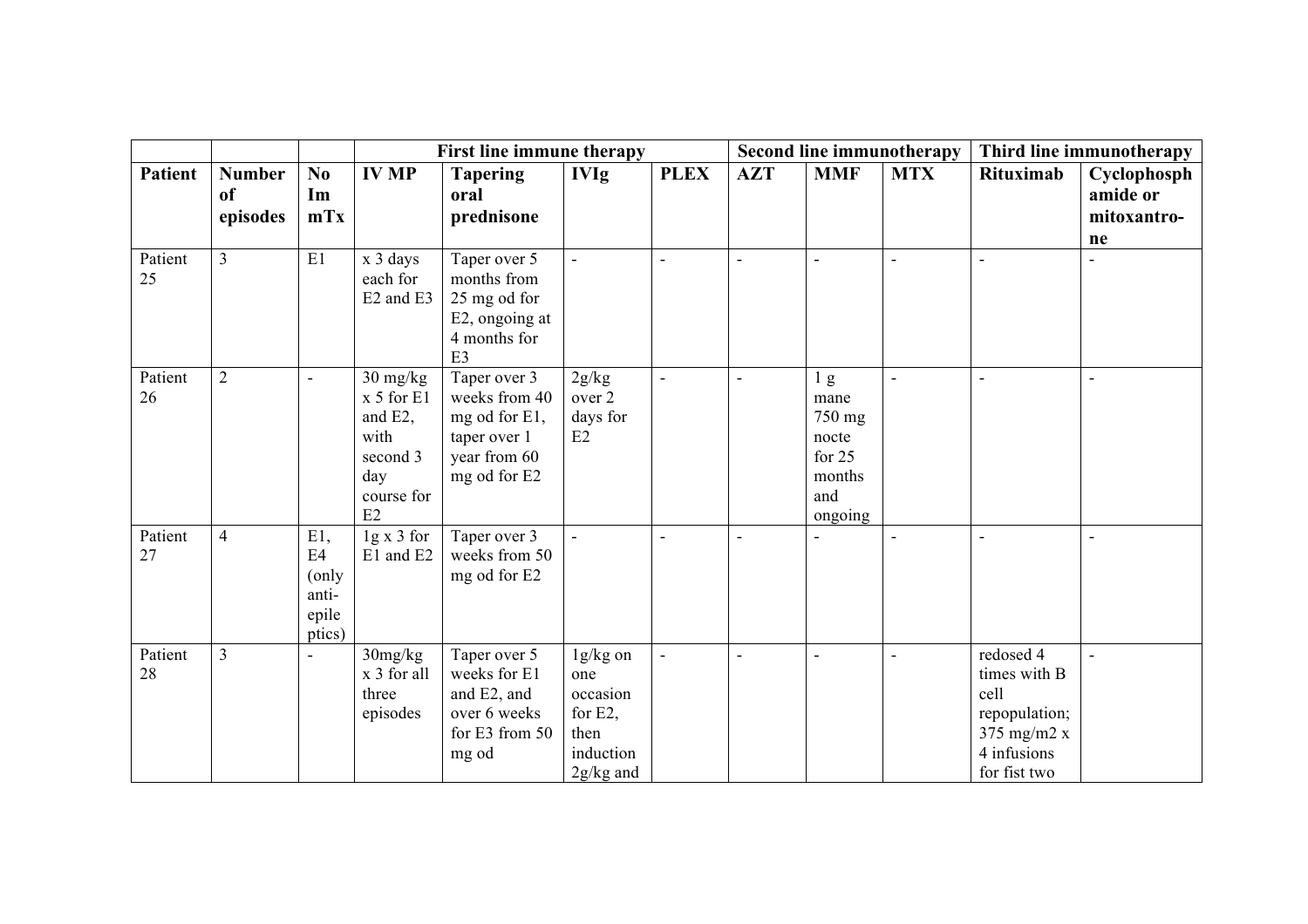| | | | First line immune therapy | | | | Second line immunotherapy | | | Third line immunotherapy | |
|---|---|---|---|---|---|---|---|---|---|---|---|
| **Patient** | **Number of episodes** | **No Im mTx** | **IV MP** | **Tapering oral prednisone** | **IVIg** | **PLEX** | **AZT** | **MMF** | **MTX** | **Rituximab** | **Cyclophosph amide or mitoxantro-ne** |
| Patient 25 | 3 | E1 | x 3 days each for E2 and E3 | Taper over 5 months from 25 mg od for E2, ongoing at 4 months for E3 | - | - | - | - | - | - | - |
| Patient 26 | 2 | - | 30 mg/kg x 5 for E1 and E2, with second 3 day course for E2 | Taper over 3 weeks from 40 mg od for E1, taper over 1 year from 60 mg od for E2 | 2g/kg over 2 days for E2 | - | - | 1 g mane 750 mg nocte for 25 months and ongoing | - | - | - |
| Patient 27 | 4 | E1, E4 (only anti-epile ptics) | 1g x 3 for E1 and E2 | Taper over 3 weeks from 50 mg od for E2 | - | - | - | - | - | - | - |
| Patient 28 | 3 | - | 30mg/kg x 3 for all three episodes | Taper over 5 weeks for E1 and E2, and over 6 weeks for E3 from 50 mg od | 1g/kg on one occasion for E2, then induction 2g/kg and | - | - | - | - | redosed 4 times with B cell repopulation; 375 mg/m2 x 4 infusions for fist two | - |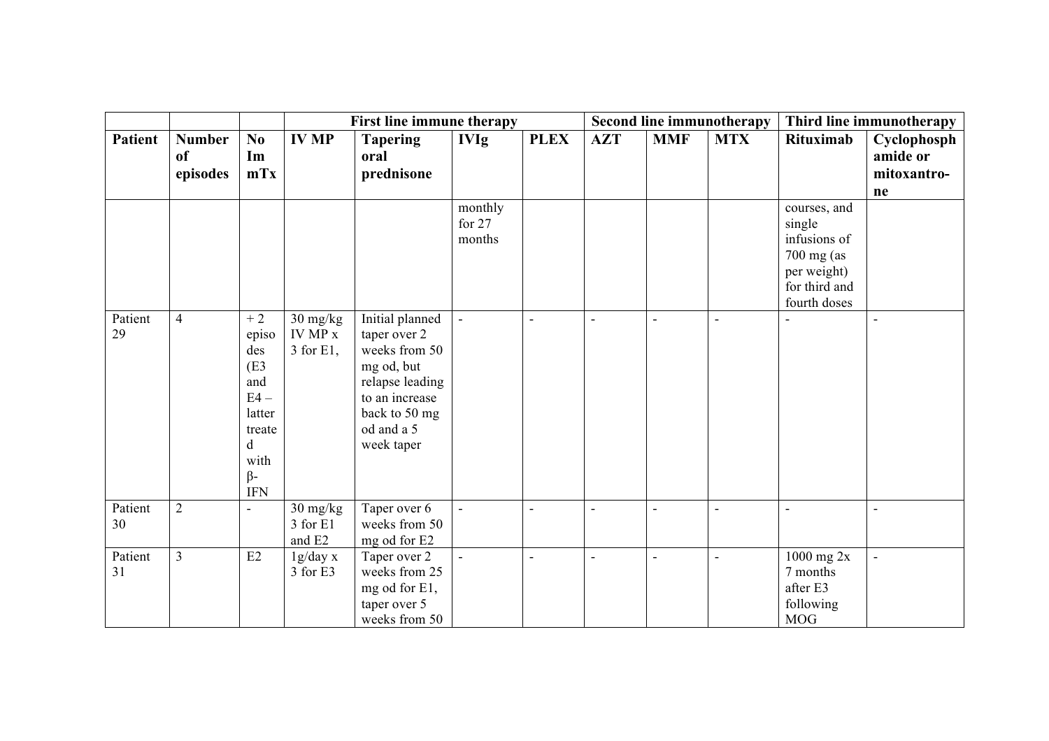| | | | First line immune therapy | | | | Second line immunotherapy | | | Third line immunotherapy | |
|---|---|---|---|---|---|---|---|---|---|---|---|
| **Patient** | **Number of episodes** | **No Im mTx** | **IV MP** | **Tapering oral prednisone** | **IVIg** | **PLEX** | **AZT** | **MMF** | **MTX** | **Rituximab** | **Cyclophosph amide or mitoxantro-ne** |
| | | | | | monthly for 27 months | | | | | courses, and single infusions of 700 mg (as per weight) for third and fourth doses | |
| Patient 29 | 4 | + 2 episodes (E3 and E4 – latter treated with β-IFN | 30 mg/kg IV MP x 3 for E1, | Initial planned taper over 2 weeks from 50 mg od, but relapse leading to an increase back to 50 mg od and a 5 week taper | - | - | - | - | - | - | - |
| Patient 30 | 2 | - | 30 mg/kg 3 for E1 and E2 | Taper over 6 weeks from 50 mg od for E2 | - | - | - | - | - | - | - |
| Patient 31 | 3 | E2 | 1g/day x 3 for E3 | Taper over 2 weeks from 25 mg od for E1, taper over 5 weeks from 50 | - | - | - | - | - | 1000 mg 2x 7 months after E3 following MOG | - |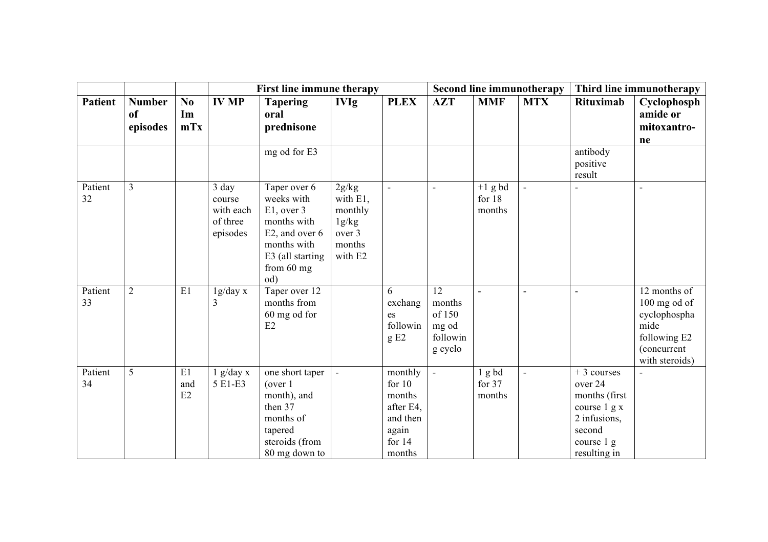| | | | First line immune therapy | | | | Second line immunotherapy | | | Third line immunotherapy | |
|---|---|---|---|---|---|---|---|---|---|---|---|
| **Patient** | **Number of episodes** | **No Im mTx** | **IV MP** | **Tapering oral prednisone** | **IVIg** | **PLEX** | **AZT** | **MMF** | **MTX** | **Rituximab** | **Cyclophosphamide or mitoxantro-ne** |
| | | | | mg od for E3 | | | | | | antibody positive result | |
| Patient 32 | 3 | | 3 day course with each of three episodes | Taper over 6 weeks with E1, over 3 months with E2, and over 6 months with E3 (all starting from 60 mg od) | 2g/kg with E1, monthly 1g/kg over 3 months with E2 | - | - | +1 g bd for 18 months | - | - | - |
| Patient 33 | 2 | E1 | 1g/day x 3 | Taper over 12 months from 60 mg od for E2 | | 6 exchanges following E2 | 12 months of 150 mg od following cyclo | - | - | - | 12 months of 100 mg od of cyclophosphamide following E2 (concurrent with steroids) |
| Patient 34 | 5 | E1 and E2 | 1 g/day x 5 E1-E3 | one short taper (over 1 month), and then 37 months of tapered steroids (from 80 mg down to | - | monthly for 10 months after E4, and then again for 14 months | - | 1 g bd for 37 months | - | + 3 courses over 24 months (first course 1 g x 2 infusions, second course 1 g resulting in | - |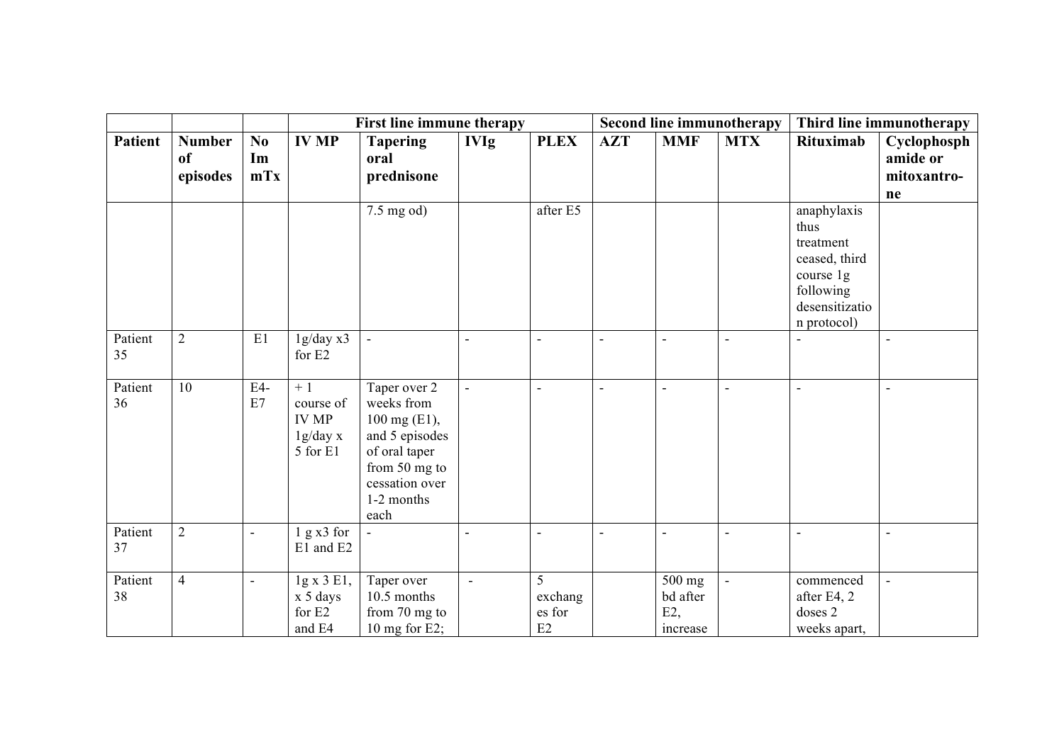| | | | First line immune therapy | | | | Second line immunotherapy | | | Third line immunotherapy | |
|---|---|---|---|---|---|---|---|---|---|---|---|
| **Patient** | **Number of episodes** | **No Im mTx** | **IV MP** | **Tapering oral prednisone** | **IVIg** | **PLEX** | **AZT** | **MMF** | **MTX** | **Rituximab** | **Cyclophosph amide or mitoxantro-ne** |
| | | | | 7.5 mg od) | | after E5 | | | | anaphylaxis thus treatment ceased, third course 1g following desensitization protocol) | |
| Patient 35 | 2 | E1 | 1g/day x3 for E2 | - | - | - | - | - | - | - | - |
| Patient 36 | 10 | E4-E7 | + 1 course of IV MP 1g/day x 5 for E1 | Taper over 2 weeks from 100 mg (E1), and 5 episodes of oral taper from 50 mg to cessation over 1-2 months each | - | - | - | - | - | - | - |
| Patient 37 | 2 | - | 1 g x3 for E1 and E2 | - | - | - | - | - | - | - | - |
| Patient 38 | 4 | - | 1g x 3 E1, x 5 days for E2 and E4 | Taper over 10.5 months from 70 mg to 10 mg for E2; | - | 5 exchanges for E2 | | 500 mg bd after E2, increase | - | commenced after E4, 2 doses 2 weeks apart, | - |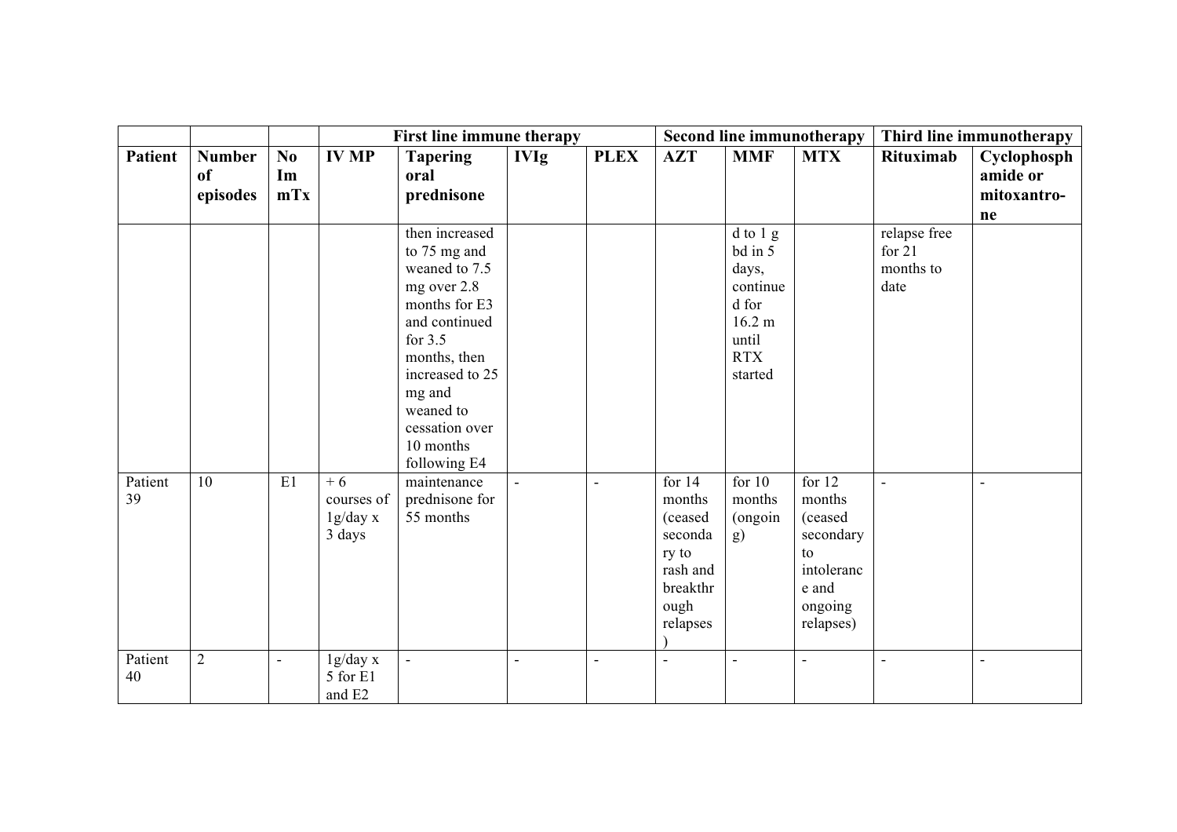| | | | First line immune therapy | | | | Second line immunotherapy | | | Third line immunotherapy | |
|---|---|---|---|---|---|---|---|---|---|---|---|
| **Patient** | **Number of episodes** | **No Im mTx** | **IV MP** | **Tapering oral prednisone** | **IVIg** | **PLEX** | **AZT** | **MMF** | **MTX** | **Rituximab** | **Cyclophosphamide or mitoxantrone** |
| | | | | then increased to 75 mg and weaned to 7.5 mg over 2.8 months for E3 and continued for 3.5 months, then increased to 25 mg and weaned to cessation over 10 months following E4 | | | | d to 1 g bd in 5 days, continued for 16.2 m until RTX started | | relapse free for 21 months to date | |
| Patient 39 | 10 | E1 | + 6 courses of 1g/day x 3 days | maintenance prednisone for 55 months | - | - | for 14 months (ceased secondary to rash and breakthrough relapses) | for 10 months (ongoing) | for 12 months (ceased secondary to intolerance and ongoing relapses) | - | - |
| Patient 40 | 2 | - | 1g/day x 5 for E1 and E2 | - | - | - | - | - | - | - | - |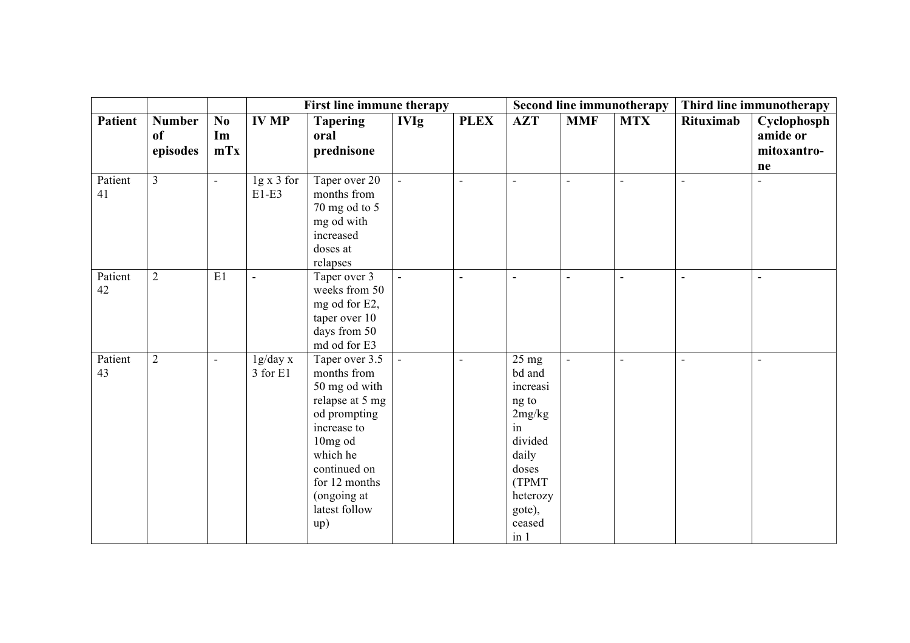| | | | First line immune therapy | | | | Second line immunotherapy | | | Third line immunotherapy | |
|---|---|---|---|---|---|---|---|---|---|---|---|
| **Patient** | **Number of episodes** | **No Im mTx** | **IV MP** | **Tapering oral prednisone** | **IVIg** | **PLEX** | **AZT** | **MMF** | **MTX** | **Rituximab** | **Cyclophosphamide or mitoxantro-ne** |
| Patient 41 | 3 | - | 1g x 3 for E1-E3 | Taper over 20 months from 70 mg od to 5 mg od with increased doses at relapses | - | - | - | - | - | - | - |
| Patient 42 | 2 | E1 | - | Taper over 3 weeks from 50 mg od for E2, taper over 10 days from 50 md od for E3 | - | - | - | - | - | - | - |
| Patient 43 | 2 | - | 1g/day x 3 for E1 | Taper over 3.5 months from 50 mg od with relapse at 5 mg od prompting increase to 10mg od which he continued on for 12 months (ongoing at latest follow up) | - | - | 25 mg bd and increasing to 2mg/kg in divided daily doses (TPMT heterozygote), ceased in 1 | - | - | - | - |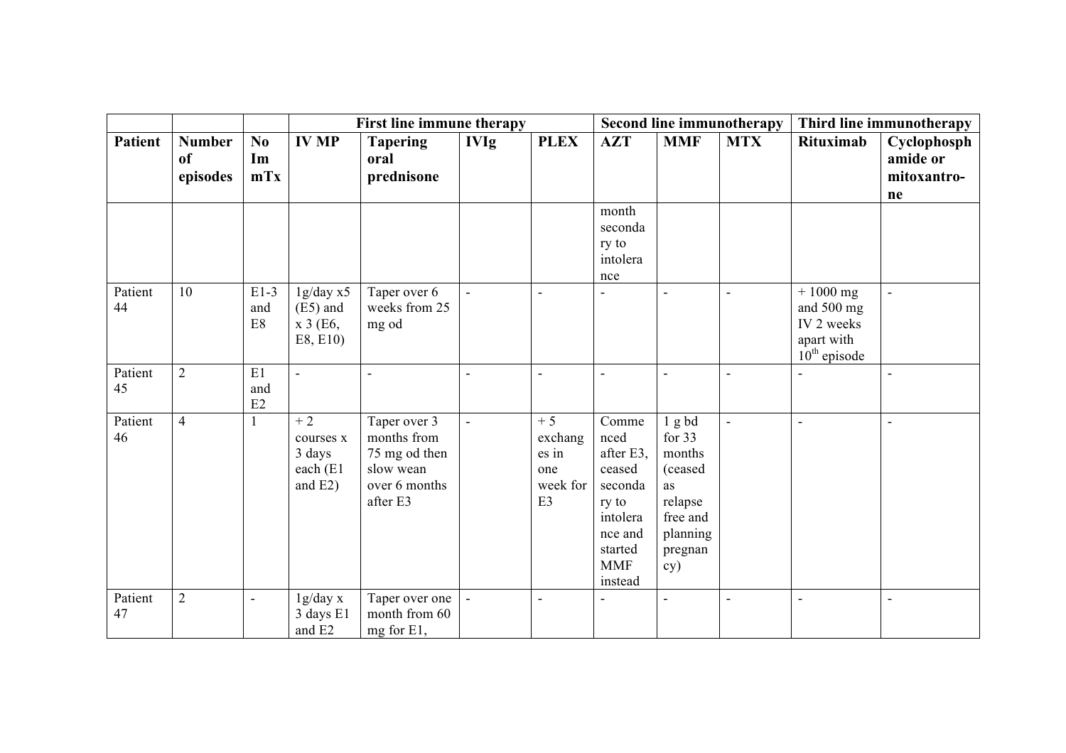| | | | First line immune therapy | | | | Second line immunotherapy | | | Third line immunotherapy | |
|---|---|---|---|---|---|---|---|---|---|---|---|
| Patient | Number of episodes | No ImmTx | IV MP | Tapering oral prednisone | IVIg | PLEX | AZT | MMF | MTX | Rituximab | Cyclophosphamide or mitoxantrone |
| | | | | | | | month secondary to intolerance | | | | |
| Patient 44 | 10 | E1-3 and E8 | 1g/day x5 (E5) and x 3 (E6, E8, E10) | Taper over 6 weeks from 25 mg od | - | - | - | - | - | + 1000 mg and 500 mg IV 2 weeks apart with 10th episode | - |
| Patient 45 | 2 | E1 and E2 | - | - | - | - | - | - | - | - | - |
| Patient 46 | 4 | 1 | + 2 courses x 3 days each (E1 and E2) | Taper over 3 months from 75 mg od then slow wean over 6 months after E3 | - | + 5 exchanges in one week for E3 | Commenced after E3, ceased secondary to intolerance and started MMF instead | 1 g bd for 33 months (ceased as relapse free and planning pregnancy) | - | - | - |
| Patient 47 | 2 | - | 1g/day x 3 days E1 and E2 | Taper over one month from 60 mg for E1, | - | - | - | - | - | - | - |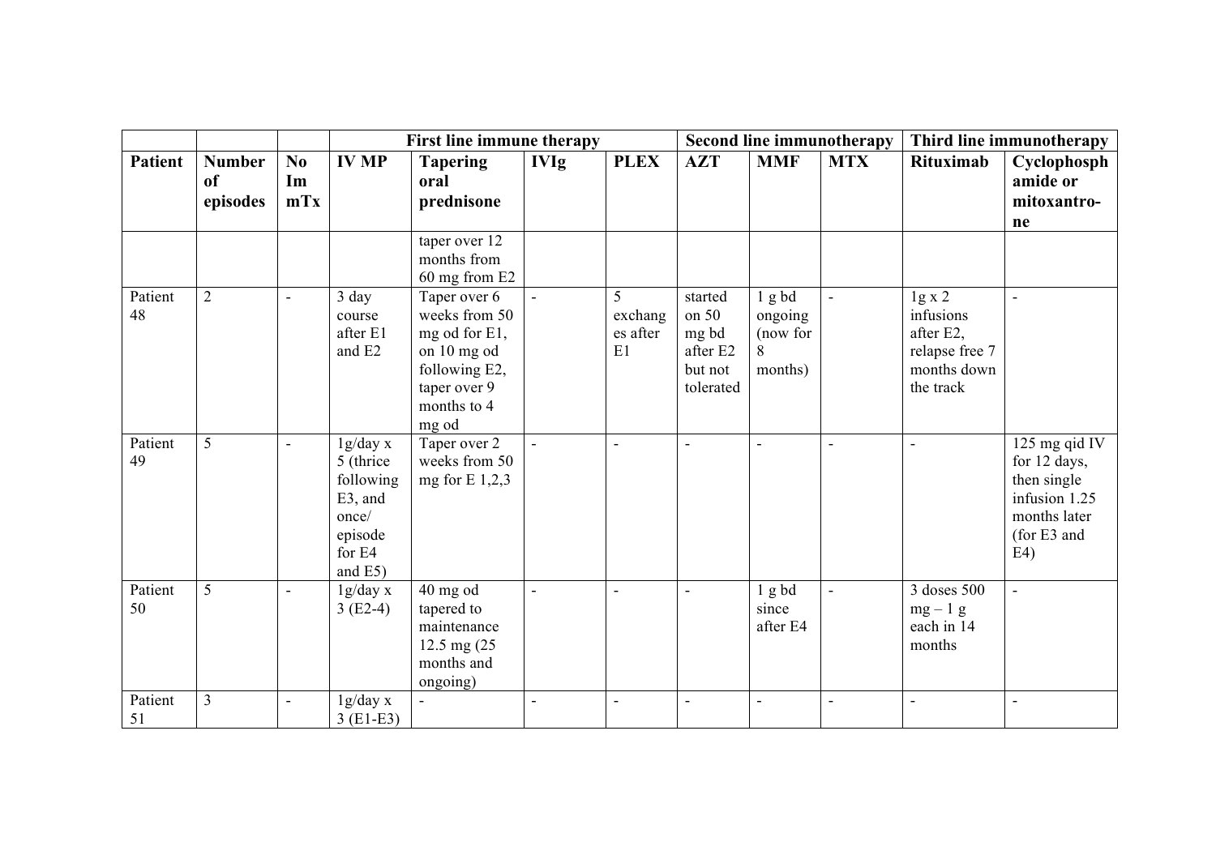| | | | First line immune therapy | | | | Second line immunotherapy | | | Third line immunotherapy | |
|---|---|---|---|---|---|---|---|---|---|---|---|
| **Patient** | **Number of episodes** | **No Im mTx** | **IV MP** | **Tapering oral prednisone** | **IVIg** | **PLEX** | **AZT** | **MMF** | **MTX** | **Rituximab** | **Cyclophosphamide or mitoxantrone** |
| | | | | taper over 12 months from 60 mg from E2 | | | | | | | |
| Patient 48 | 2 | - | 3 day course after E1 and E2 | Taper over 6 weeks from 50 mg od for E1, on 10 mg od following E2, taper over 9 months to 4 mg od | - | 5 exchanges after E1 | started on 50 mg bd after E2 but not tolerated | 1 g bd ongoing (now for 8 months) | - | 1g x 2 infusions after E2, relapse free 7 months down the track | - |
| Patient 49 | 5 | - | 1g/day x 5 (thrice following E3, and once/ episode for E4 and E5) | Taper over 2 weeks from 50 mg for E 1,2,3 | - | - | - | - | - | - | 125 mg qid IV for 12 days, then single infusion 1.25 months later (for E3 and E4) |
| Patient 50 | 5 | - | 1g/day x 3 (E2-4) | 40 mg od tapered to maintenance 12.5 mg (25 months and ongoing) | - | - | - | 1 g bd since after E4 | - | 3 doses 500 mg – 1 g each in 14 months | - |
| Patient 51 | 3 | - | 1g/day x 3 (E1-E3) | - | - | - | - | - | - | - | - |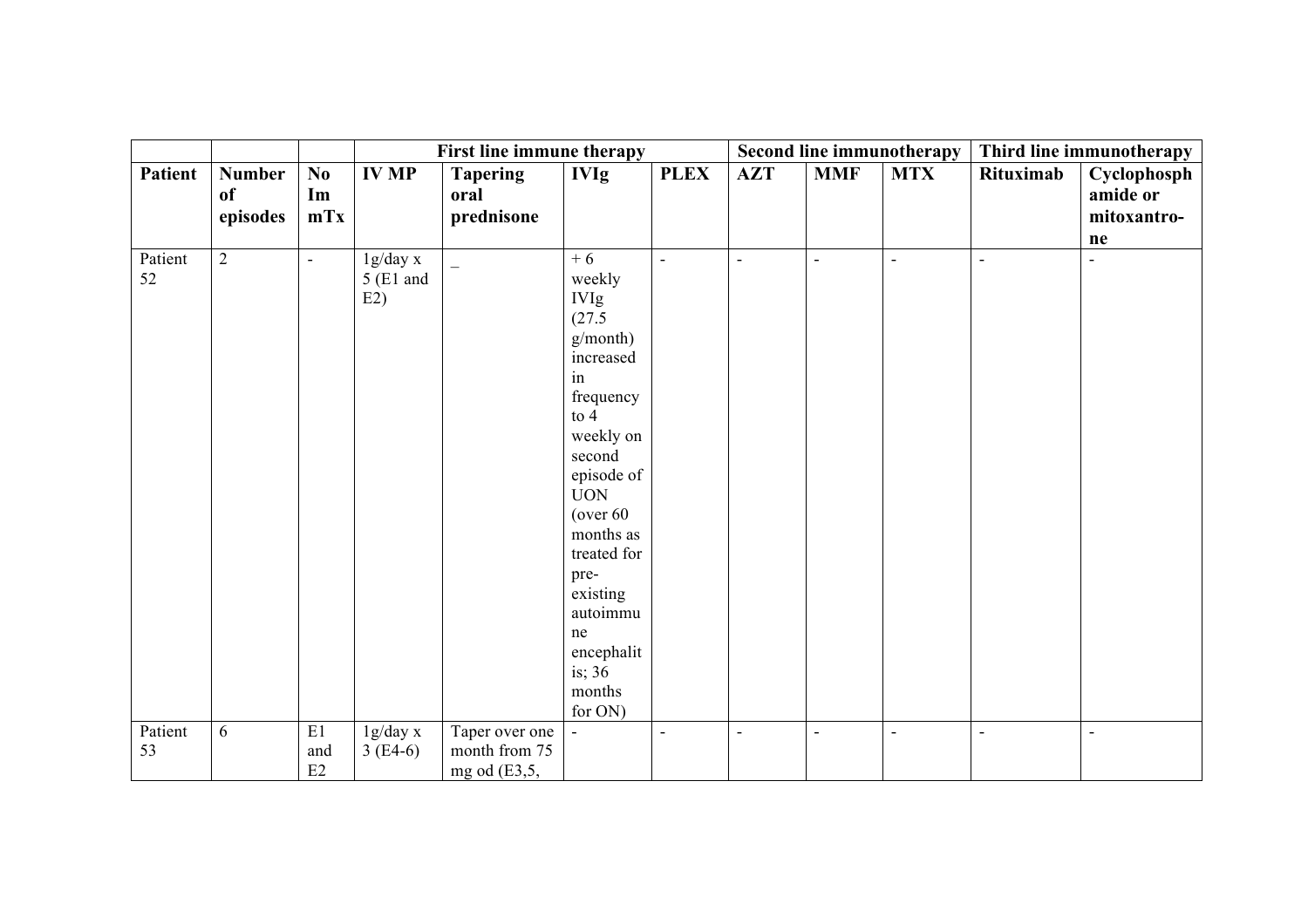| | | | First line immune therapy | | | | Second line immunotherapy | | | Third line immunotherapy | |
|---|---|---|---|---|---|---|---|---|---|---|---|
| **Patient** | **Number of episodes** | **No Im mTx** | **IV MP** | **Tapering oral prednisone** | **IVIg** | **PLEX** | **AZT** | **MMF** | **MTX** | **Rituximab** | **Cyclophosph amide or mitoxantro-ne** |
| Patient 52 | 2 | - | 1g/day x 5 (E1 and E2) | _ | + 6 weekly IVIg (27.5 g/month) increased in frequency to 4 weekly on second episode of UON (over 60 months as treated for pre-existing autoimmune encephalitis; 36 months for ON) | - | - | - | - | - | - |
| Patient 53 | 6 | E1 and E2 | 1g/day x 3 (E4-6) | Taper over one month from 75 mg od (E3,5, | - | - | - | - | - | - | - |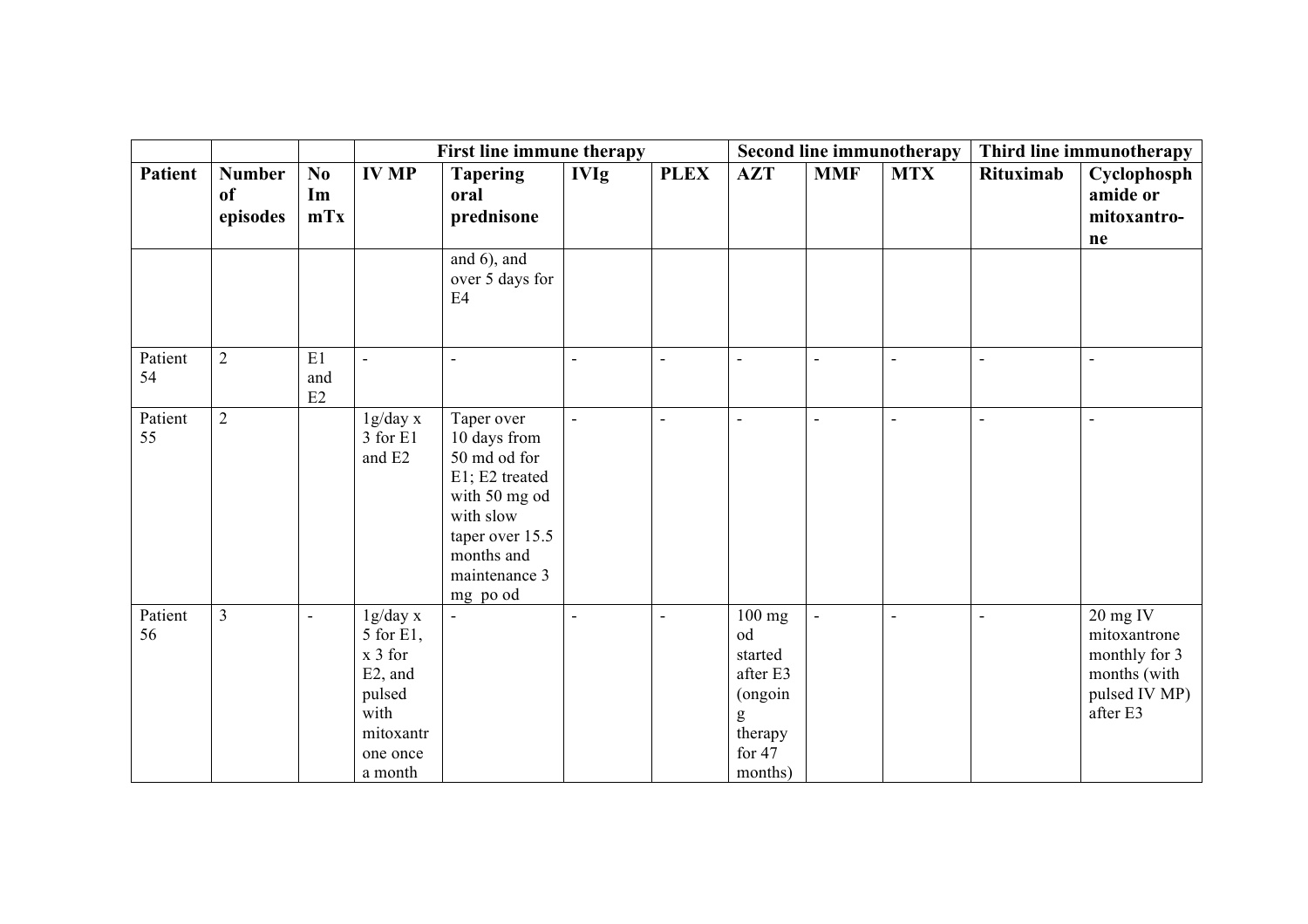| | | | First line immune therapy | | | | Second line immunotherapy | | | Third line immunotherapy | |
|---|---|---|---|---|---|---|---|---|---|---|---|
| **Patient** | **Number of episodes** | **No Im mTx** | **IV MP** | **Tapering oral prednisone** | **IVIg** | **PLEX** | **AZT** | **MMF** | **MTX** | **Rituximab** | **Cyclophosph amide or mitoxantro-ne** |
| | | | | and 6), and over 5 days for E4 | | | | | | | |
| Patient 54 | 2 | E1 and E2 | - | - | - | - | - | - | - | - | - |
| Patient 55 | 2 | | 1g/day x 3 for E1 and E2 | Taper over 10 days from 50 md od for E1; E2 treated with 50 mg od with slow taper over 15.5 months and maintenance 3 mg po od | - | - | - | - | - | - | - |
| Patient 56 | 3 | - | 1g/day x 5 for E1, x 3 for E2, and pulsed with mitoxantrone once a month | - | - | - | 100 mg od started after E3 (ongoing therapy for 47 months) | - | - | - | 20 mg IV mitoxantrone monthly for 3 months (with pulsed IV MP) after E3 |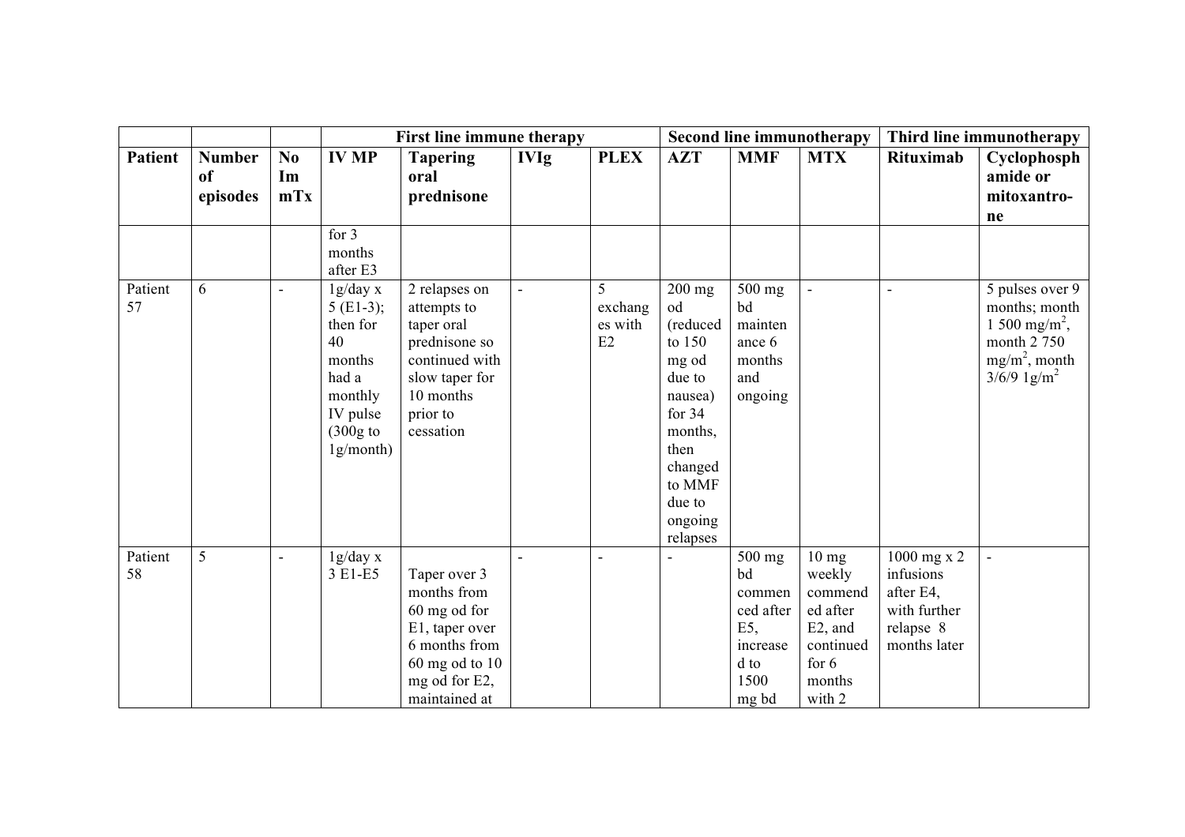| | | | First line immune therapy | | | | Second line immunotherapy | | | Third line immunotherapy | |
|---|---|---|---|---|---|---|---|---|---|---|---|
| **Patient** | **Number of episodes** | **No Im mTx** | **IV MP** | **Tapering oral prednisone** | **IVIg** | **PLEX** | **AZT** | **MMF** | **MTX** | **Rituximab** | **Cyclophosphamide or mitoxantro-ne** |
| | | | for 3 months after E3 | | | | | | | | |
| Patient 57 | 6 | - | 1g/day x 5 (E1-3); then for 40 months had a monthly IV pulse (300g to 1g/month) | 2 relapses on attempts to taper oral prednisone so continued with slow taper for 10 months prior to cessation | - | 5 exchanges with E2 | 200 mg od (reduced to 150 mg od due to nausea) for 34 months, then changed to MMF due to ongoing relapses | 500 mg bd maintenance 6 months and ongoing | - | - | 5 pulses over 9 months; month 1 500 mg/m$^2$, month 2 750 mg/m$^2$, month 3/6/9 1g/m$^2$ |
| Patient 58 | 5 | - | 1g/day x 3 E1-E5 | Taper over 3 months from 60 mg od for E1, taper over 6 months from 60 mg od to 10 mg od for E2, maintained at | - | - | - | 500 mg bd commenced after E5, increased to 1500 mg bd | 10 mg weekly commended after E2, and continued for 6 months with 2 | 1000 mg x 2 infusions after E4, with further relapse 8 months later | - |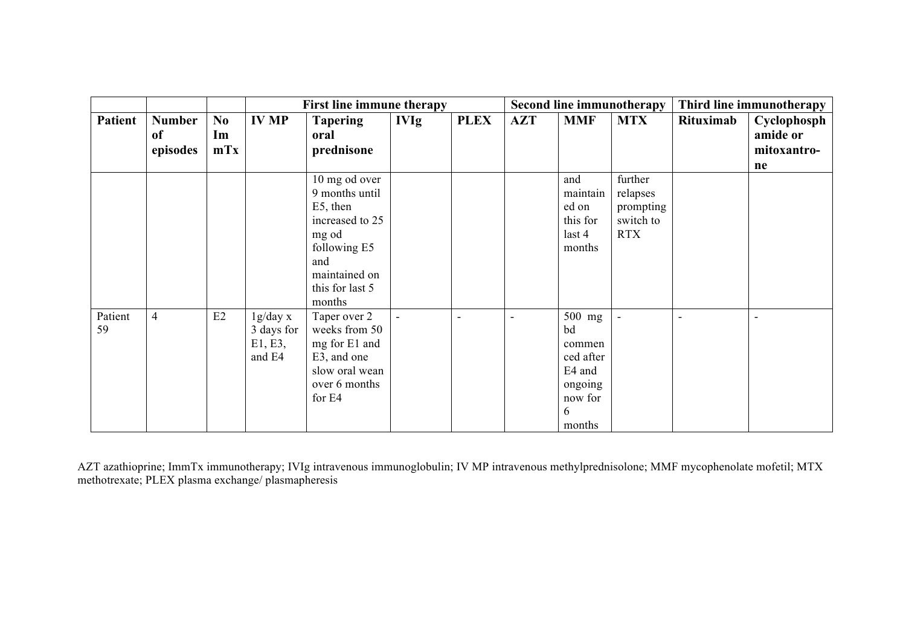| | | | First line immune therapy | | | | Second line immunotherapy | | | Third line immunotherapy | |
|---|---|---|---|---|---|---|---|---|---|---|---|
| **Patient** | **Number of episodes** | **No ImmTx** | **IV MP** | **Tapering oral prednisone** | **IVIg** | **PLEX** | **AZT** | **MMF** | **MTX** | **Rituximab** | **Cyclophosphamide or mitoxantrone** |
| | | | | 10 mg od over 9 months until E5, then increased to 25 mg od following E5 and maintained on this for last 5 months | | | | and maintained on this for last 4 months | further relapses prompting switch to RTX | | |
| Patient 59 | 4 | E2 | 1g/day x 3 days for E1, E3, and E4 | Taper over 2 weeks from 50 mg for E1 and E3, and one slow oral wean over 6 months for E4 | - | - | - | 500 mg bd commenced after E4 and ongoing now for 6 months | - | - | - |

AZT azathioprine; ImmTx immunotherapy; IVIg intravenous immunoglobulin; IV MP intravenous methylprednisolone; MMF mycophenolate mofetil; MTX methotrexate; PLEX plasma exchange/ plasmapheresis